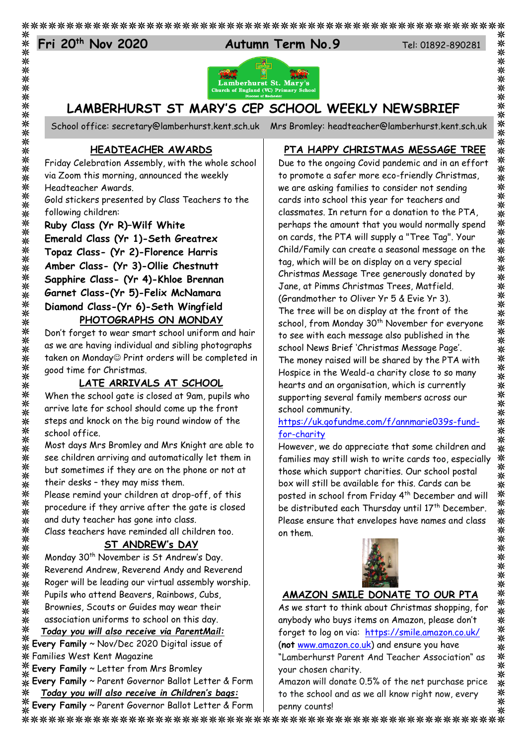**Fri 20th Nov 2020** **Autumn Term No.9** Tel: 01892-890281

# LAMBERHURST ST MARY'S CEP SCHOOL WEEKLY NEWSBRIEF

School office: secretary@lamberhurst.kent.sch.uk Mrs Bromley: headteacher@lamberhurst.kent.sch.uk

## HEADTEACHER AWARDS

Friday Celebration Assembly, with the whole school via Zoom this morning, announced the weekly Headteacher Awards.

Gold stickers presented by Class Teachers to the following children:

**Ruby Class (Yr R)–Wilf White**
**Emerald Class (Yr 1)-Seth Greatrex**
**Topaz Class- (Yr 2)-Florence Harris**
**Amber Class- (Yr 3)-Ollie Chestnutt**
**Sapphire Class- (Yr 4)-Khloe Brennan**
**Garnet Class-(Yr 5)-Felix McNamara**
**Diamond Class-(Yr 6)-Seth Wingfield**

## PHOTOGRAPHS ON MONDAY

Don't forget to wear smart school uniform and hair as we are having individual and sibling photographs taken on Monday☺ Print orders will be completed in good time for Christmas.

## LATE ARRIVALS AT SCHOOL

When the school gate is closed at 9am, pupils who arrive late for school should come up the front steps and knock on the big round window of the school office.

Most days Mrs Bromley and Mrs Knight are able to see children arriving and automatically let them in but sometimes if they are on the phone or not at their desks – they may miss them.

Please remind your children at drop-off, of this procedure if they arrive after the gate is closed and duty teacher has gone into class.

Class teachers have reminded all children too.

## ST ANDREW's DAY

Monday 30th November is St Andrew's Day. Reverend Andrew, Reverend Andy and Reverend Roger will be leading our virtual assembly worship. Pupils who attend Beavers, Rainbows, Cubs, Brownies, Scouts or Guides may wear their association uniforms to school on this day.

***Today you will also receive via ParentMail:***

**Every Family** ~ Nov/Dec 2020 Digital issue of Families West Kent Magazine
**Every Family** ~ Letter from Mrs Bromley
**Every Family** ~ Parent Governor Ballot Letter & Form

***Today you will also receive in Children's bags:***

**Every Family** ~ Parent Governor Ballot Letter & Form

## PTA HAPPY CHRISTMAS MESSAGE TREE

Due to the ongoing Covid pandemic and in an effort to promote a safer more eco-friendly Christmas, we are asking families to consider not sending cards into school this year for teachers and classmates. In return for a donation to the PTA, perhaps the amount that you would normally spend on cards, the PTA will supply a "Tree Tag". Your Child/Family can create a seasonal message on the tag, which will be on display on a very special Christmas Message Tree generously donated by Jane, at Pimms Christmas Trees, Matfield. (Grandmother to Oliver Yr 5 & Evie Yr 3).

The tree will be on display at the front of the school, from Monday 30th November for everyone to see with each message also published in the school News Brief 'Christmas Message Page'.

The money raised will be shared by the PTA with Hospice in the Weald-a charity close to so many hearts and an organisation, which is currently supporting several family members across our school community.

https://uk.gofundme.com/f/annmarie039s-fund-for-charity

However, we do appreciate that some children and families may still wish to write cards too, especially those which support charities. Our school postal box will still be available for this. Cards can be posted in school from Friday 4th December and will be distributed each Thursday until 17th December. Please ensure that envelopes have names and class on them.

## AMAZON SMILE DONATE TO OUR PTA

As we start to think about Christmas shopping, for anybody who buys items on Amazon, please don't forget to log on via: https://smile.amazon.co.uk/ (**not** www.amazon.co.uk) and ensure you have "Lamberhurst Parent And Teacher Association" as your chosen charity.

Amazon will donate 0.5% of the net purchase price to the school and as we all know right now, every penny counts!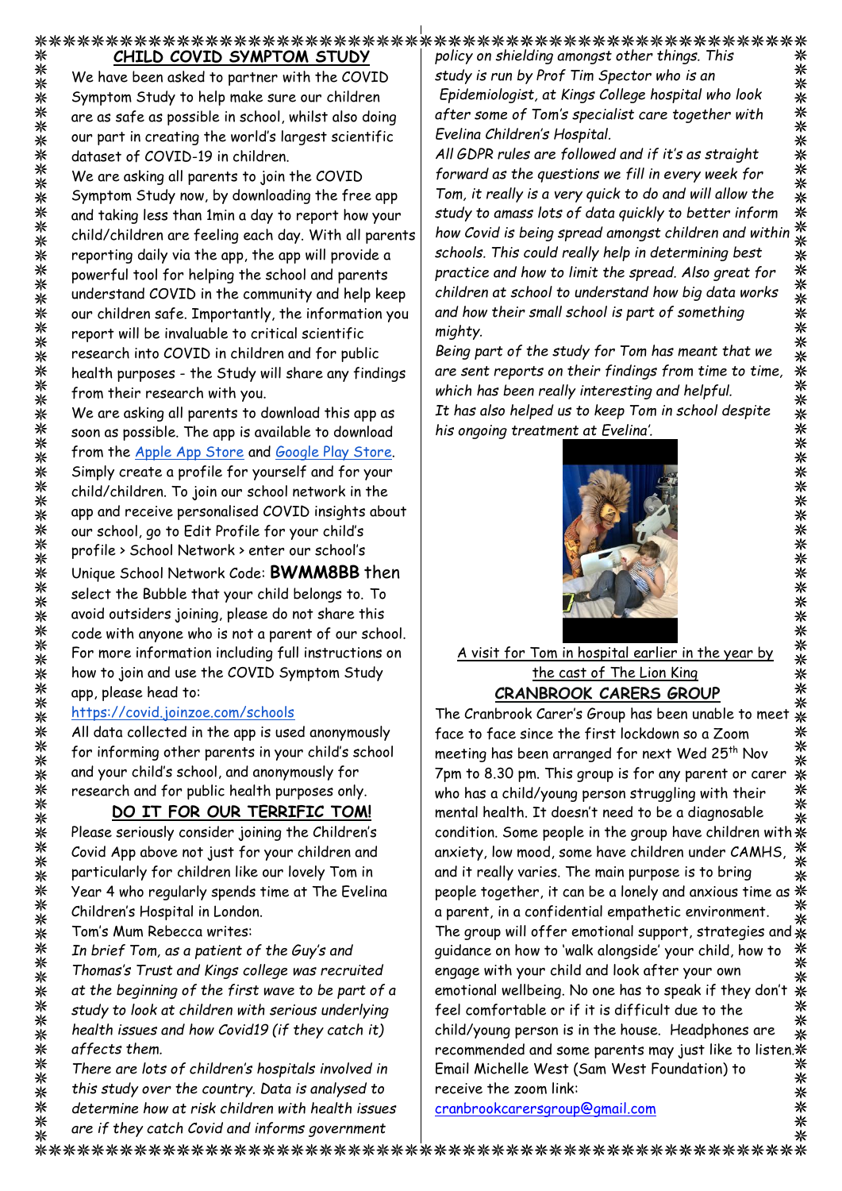## CHILD COVID SYMPTOM STUDY

We have been asked to partner with the COVID Symptom Study to help make sure our children are as safe as possible in school, whilst also doing our part in creating the world's largest scientific dataset of COVID-19 in children.

We are asking all parents to join the COVID Symptom Study now, by downloading the free app and taking less than 1min a day to report how your child/children are feeling each day. With all parents reporting daily via the app, the app will provide a powerful tool for helping the school and parents understand COVID in the community and help keep our children safe. Importantly, the information you report will be invaluable to critical scientific research into COVID in children and for public health purposes - the Study will share any findings from their research with you.

We are asking all parents to download this app as soon as possible. The app is available to download from the Apple App Store and Google Play Store. Simply create a profile for yourself and for your child/children. To join our school network in the app and receive personalised COVID insights about our school, go to Edit Profile for your child's profile > School Network > enter our school's Unique School Network Code: **BWMM8BB** then select the Bubble that your child belongs to. To avoid outsiders joining, please do not share this code with anyone who is not a parent of our school. For more information including full instructions on how to join and use the COVID Symptom Study app, please head to:

https://covid.joinzoe.com/schools

All data collected in the app is used anonymously for informing other parents in your child's school and your child's school, and anonymously for research and for public health purposes only.

## DO IT FOR OUR TERRIFIC TOM!

Please seriously consider joining the Children's Covid App above not just for your children and particularly for children like our lovely Tom in Year 4 who regularly spends time at The Evelina Children's Hospital in London.

Tom's Mum Rebecca writes:

*In brief Tom, as a patient of the Guy's and Thomas's Trust and Kings college was recruited at the beginning of the first wave to be part of a study to look at children with serious underlying health issues and how Covid19 (if they catch it) affects them.*

*There are lots of children's hospitals involved in this study over the country. Data is analysed to determine how at risk children with health issues are if they catch Covid and informs government policy on shielding amongst other things. This study is run by Prof Tim Spector who is an Epidemiologist, at Kings College hospital who look after some of Tom's specialist care together with Evelina Children's Hospital.*

*All GDPR rules are followed and if it's as straight forward as the questions we fill in every week for Tom, it really is a very quick to do and will allow the study to amass lots of data quickly to better inform how Covid is being spread amongst children and within schools. This could really help in determining best practice and how to limit the spread. Also great for children at school to understand how big data works and how their small school is part of something mighty.*

*Being part of the study for Tom has meant that we are sent reports on their findings from time to time, which has been really interesting and helpful.*

*It has also helped us to keep Tom in school despite his ongoing treatment at Evelina'.*

A visit for Tom in hospital earlier in the year by the cast of The Lion King

## CRANBROOK CARERS GROUP

The Cranbrook Carer's Group has been unable to meet face to face since the first lockdown so a Zoom meeting has been arranged for next Wed 25th Nov 7pm to 8.30 pm. This group is for any parent or carer who has a child/young person struggling with their mental health. It doesn't need to be a diagnosable condition. Some people in the group have children with anxiety, low mood, some have children under CAMHS, and it really varies. The main purpose is to bring people together, it can be a lonely and anxious time as a parent, in a confidential empathetic environment. The group will offer emotional support, strategies and guidance on how to 'walk alongside' your child, how to engage with your child and look after your own emotional wellbeing. No one has to speak if they don't feel comfortable or if it is difficult due to the child/young person is in the house. Headphones are recommended and some parents may just like to listen. Email Michelle West (Sam West Foundation) to receive the zoom link:

cranbrookcarersgroup@gmail.com